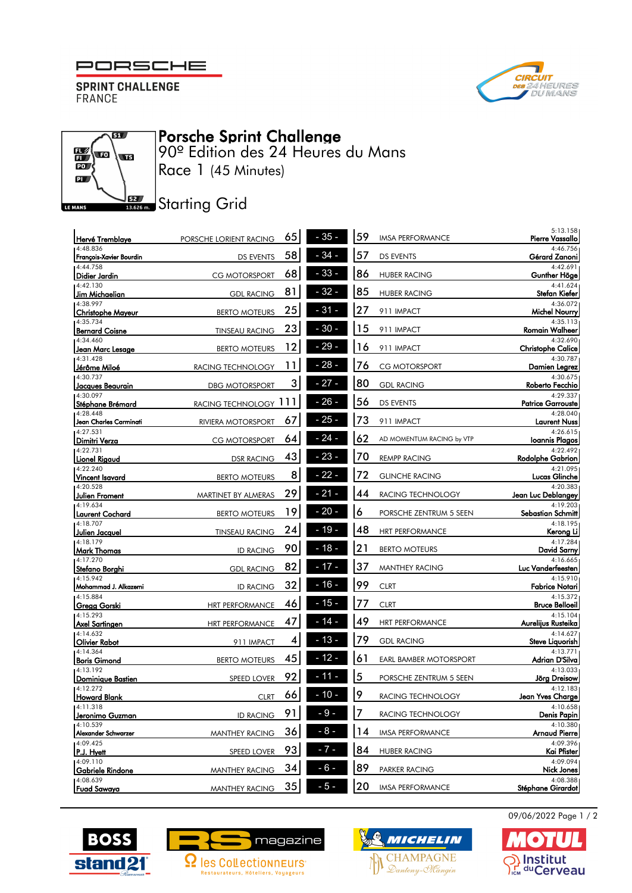# Porsche Sprint Challenge

## 90º Edition des 24 Heures du Mans

## Race 1 (45 Minutes)

## Starting Grid

| Time | Driver | Team | No. | Pos | No. | Team | Driver | Time |
|---|---|---|---|---|---|---|---|---|
| | Hervé Tremblaye | PORSCHE LORIENT RACING | 65 | - 35 - | 59 | IMSA PERFORMANCE | Pierre Vassallo | 5:13.158 |
| 4:48.836 | François-Xavier Bourdin | DS EVENTS | 58 | - 34 - | 57 | DS EVENTS | Gérard Zanoni | 4:46.756 |
| 4:44.758 | Didier Jardin | CG MOTORSPORT | 68 | - 33 - | 86 | HUBER RACING | Gunther Höge | 4:42.691 |
| 4:42.130 | Jim Michaelian | GDL RACING | 81 | - 32 - | 85 | HUBER RACING | Stefan Kiefer | 4:41.624 |
| 4:38.997 | Christophe Mayeur | BERTO MOTEURS | 25 | - 31 - | 27 | 911 IMPACT | Michel Nourry | 4:36.072 |
| 4:35.734 | Bernard Coisne | TINSEAU RACING | 23 | - 30 - | 15 | 911 IMPACT | Romain Walheer | 4:35.113 |
| 4:34.460 | Jean Marc Lesage | BERTO MOTEURS | 12 | - 29 - | 16 | 911 IMPACT | Christophe Calice | 4:32.690 |
| 4:31.428 | Jérôme Miloé | RACING TECHNOLOGY | 11 | - 28 - | 76 | CG MOTORSPORT | Damien Legrez | 4:30.787 |
| 4:30.737 | Jacques Beaurain | DBG MOTORSPORT | 3 | - 27 - | 80 | GDL RACING | Roberto Fecchio | 4:30.675 |
| 4:30.097 | Stéphane Brémard | RACING TECHNOLOGY | 111 | - 26 - | 56 | DS EVENTS | Patrice Garrouste | 4:29.337 |
| 4:28.448 | Jean Charles Carminati | RIVIERA MOTORSPORT | 67 | - 25 - | 73 | 911 IMPACT | Laurent Nuss | 4:28.040 |
| 4:27.531 | Dimitri Verza | CG MOTORSPORT | 64 | - 24 - | 62 | AD MOMENTUM RACING by VTP | Ioannis Plagos | 4:26.615 |
| 4:22.731 | Lionel Rigaud | DSR RACING | 43 | - 23 - | 70 | REMPP RACING | Rodolphe Gabrion | 4:22.492 |
| 4:22.240 | Vincent Isavard | BERTO MOTEURS | 8 | - 22 - | 72 | GLINCHE RACING | Lucas Glinche | 4:21.095 |
| 4:20.528 | Julien Froment | MARTINET BY ALMERAS | 29 | - 21 - | 44 | RACING TECHNOLOGY | Jean Luc Deblangey | 4:20.383 |
| 4:19.634 | Laurent Cochard | BERTO MOTEURS | 19 | - 20 - | 6 | PORSCHE ZENTRUM 5 SEEN | Sebastian Schmitt | 4:19.203 |
| 4:18.707 | Julien Jacquel | TINSEAU RACING | 24 | - 19 - | 48 | HRT PERFORMANCE | Kerong Li | 4:18.195 |
| 4:18.179 | Mark Thomas | ID RACING | 90 | - 18 - | 21 | BERTO MOTEURS | David Sarny | 4:17.284 |
| 4:17.270 | Stefano Borghi | GDL RACING | 82 | - 17 - | 37 | MANTHEY RACING | Luc Vanderfeesten | 4:16.665 |
| 4:15.942 | Mohammad J. Alkazemi | ID RACING | 32 | - 16 - | 99 | CLRT | Fabrice Notari | 4:15.910 |
| 4:15.884 | Gregg Gorski | HRT PERFORMANCE | 46 | - 15 - | 77 | CLRT | Bruce Belloeil | 4:15.372 |
| 4:15.293 | Axel Sartingen | HRT PERFORMANCE | 47 | - 14 - | 49 | HRT PERFORMANCE | Aurelijus Rusteika | 4:15.104 |
| 4:14.632 | Olivier Rabot | 911 IMPACT | 4 | - 13 - | 79 | GDL RACING | Steve Liquorish | 4:14.627 |
| 4:14.364 | Boris Gimond | BERTO MOTEURS | 45 | - 12 - | 61 | EARL BAMBER MOTORSPORT | Adrian D'Silva | 4:13.771 |
| 4:13.192 | Dominique Bastien | SPEED LOVER | 92 | - 11 - | 5 | PORSCHE ZENTRUM 5 SEEN | Jörg Dreisow | 4:13.033 |
| 4:12.272 | Howard Blank | CLRT | 66 | - 10 - | 9 | RACING TECHNOLOGY | Jean Yves Charge | 4:12.183 |
| 4:11.318 | Jeronimo Guzman | ID RACING | 91 | - 9 - | 7 | RACING TECHNOLOGY | Denis Papin | 4:10.658 |
| 4:10.539 | Alexander Schwarzer | MANTHEY RACING | 36 | - 8 - | 14 | IMSA PERFORMANCE | Arnaud Pierre | 4:10.380 |
| 4:09.425 | P.J. Hyett | SPEED LOVER | 93 | - 7 - | 84 | HUBER RACING | Kai Pfister | 4:09.396 |
| 4:09.110 | Gabriele Rindone | MANTHEY RACING | 34 | - 6 - | 89 | PARKER RACING | Nick Jones | 4:09.094 |
| 4:08.639 | Fuad Sawaya | MANTHEY RACING | 35 | - 5 - | 20 | IMSA PERFORMANCE | Stéphane Girardot | 4:08.388 |

09/06/2022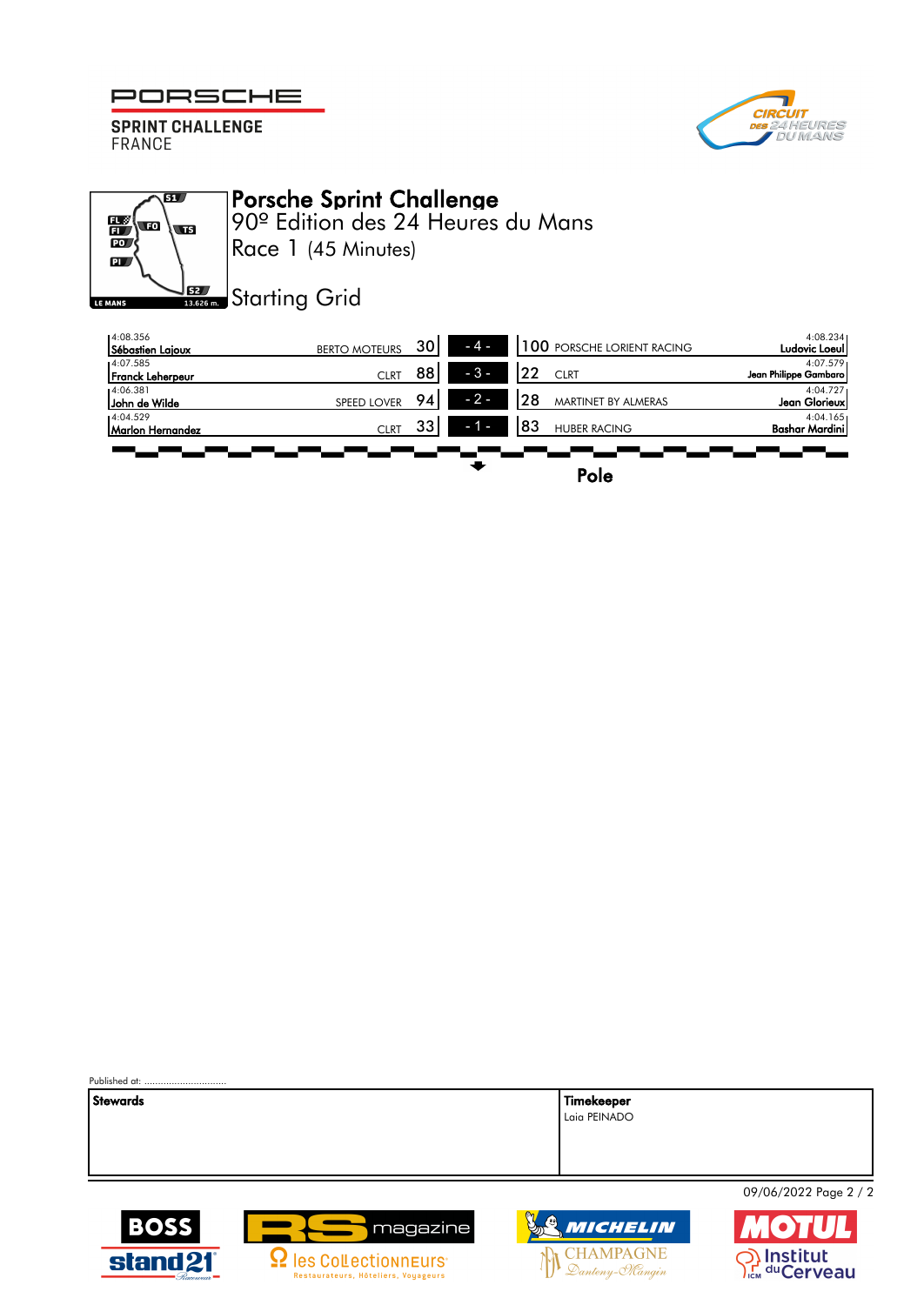PORSCHE

SPRINT CHALLENGE
FRANCE

# Porsche Sprint Challenge

## 90º Edition des 24 Heures du Mans

Race 1 (45 Minutes)

## Starting Grid

| Time | Driver | Team | No. | Pos. | No. | Team | Driver | Time |
|---|---|---|---|---|---|---|---|---|
| 4:08.356 | Sébastien Lajoux | BERTO MOTEURS | 30 | - 4 - | 100 | PORSCHE LORIENT RACING | Ludovic Loeul | 4:08.234 |
| 4:07.585 | Franck Leherpeur | CLRT | 88 | - 3 - | 22 | CLRT | Jean Philippe Gambaro | 4:07.579 |
| 4:06.381 | John de Wilde | SPEED LOVER | 94 | - 2 - | 28 | MARTINET BY ALMERAS | Jean Glorieux | 4:04.727 |
| 4:04.529 | Marlon Hernandez | CLRT | 33 | - 1 - | 83 | HUBER RACING | Bashar Mardini | 4:04.165 |

**Pole**

Published at: ...............................

| **Stewards** | **Timekeeper** |
|---|---|
| | Laia PEINADO |

09/06/2022